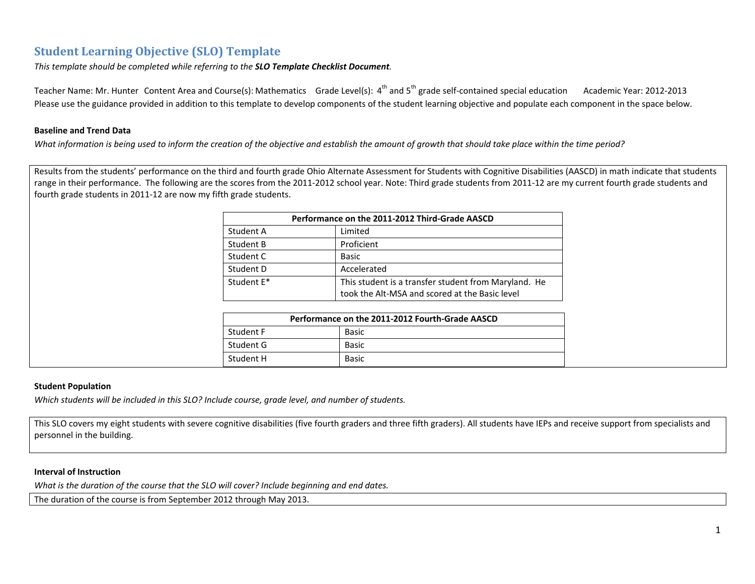# Student Learning Objective (SLO) Template

*This template should be completed while referring to the **SLO Template Checklist Document**.*

Teacher Name: Mr. Hunter Content Area and Course(s): Mathematics Grade Level(s): 4th and 5th grade self-contained special education Academic Year: 2012-2013

Please use the guidance provided in addition to this template to develop components of the student learning objective and populate each component in the space below.

**Baseline and Trend Data**

*What information is being used to inform the creation of the objective and establish the amount of growth that should take place within the time period?*

Results from the students' performance on the third and fourth grade Ohio Alternate Assessment for Students with Cognitive Disabilities (AASCD) in math indicate that students range in their performance. The following are the scores from the 2011-2012 school year. Note: Third grade students from 2011-12 are my current fourth grade students and fourth grade students in 2011-12 are now my fifth grade students.

| Performance on the 2011-2012 Third-Grade AASCD | |
|---|---|
| Student A | Limited |
| Student B | Proficient |
| Student C | Basic |
| Student D | Accelerated |
| Student E* | This student is a transfer student from Maryland. He took the Alt-MSA and scored at the Basic level |

| Performance on the 2011-2012 Fourth-Grade AASCD | |
|---|---|
| Student F | Basic |
| Student G | Basic |
| Student H | Basic |

**Student Population**

*Which students will be included in this SLO? Include course, grade level, and number of students.*

This SLO covers my eight students with severe cognitive disabilities (five fourth graders and three fifth graders). All students have IEPs and receive support from specialists and personnel in the building.

**Interval of Instruction**

*What is the duration of the course that the SLO will cover? Include beginning and end dates.*

The duration of the course is from September 2012 through May 2013.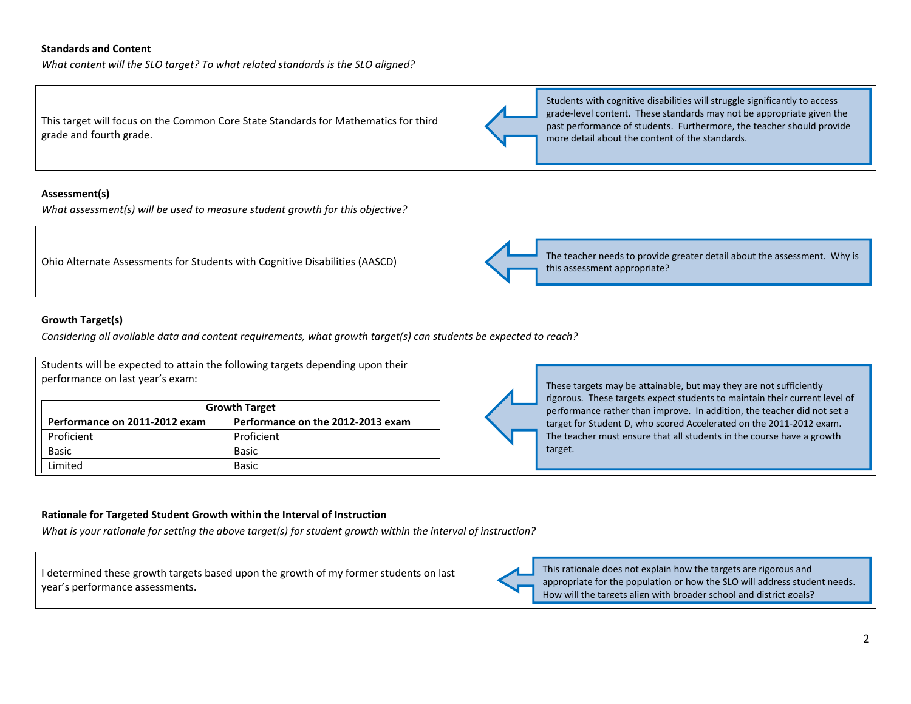**Standards and Content**

*What content will the SLO target? To what related standards is the SLO aligned?*

This target will focus on the Common Core State Standards for Mathematics for third grade and fourth grade.

> Students with cognitive disabilities will struggle significantly to access grade-level content. These standards may not be appropriate given the past performance of students. Furthermore, the teacher should provide more detail about the content of the standards.

**Assessment(s)**

*What assessment(s) will be used to measure student growth for this objective?*

Ohio Alternate Assessments for Students with Cognitive Disabilities (AASCD)

> The teacher needs to provide greater detail about the assessment. Why is this assessment appropriate?

**Growth Target(s)**

*Considering all available data and content requirements, what growth target(s) can students be expected to reach?*

Students will be expected to attain the following targets depending upon their performance on last year's exam:

| Growth Target | |
|---|---|
| **Performance on 2011-2012 exam** | **Performance on the 2012-2013 exam** |
| Proficient | Proficient |
| Basic | Basic |
| Limited | Basic |

> These targets may be attainable, but may they are not sufficiently rigorous. These targets expect students to maintain their current level of performance rather than improve. In addition, the teacher did not set a target for Student D, who scored Accelerated on the 2011-2012 exam. The teacher must ensure that all students in the course have a growth target.

**Rationale for Targeted Student Growth within the Interval of Instruction**

*What is your rationale for setting the above target(s) for student growth within the interval of instruction?*

I determined these growth targets based upon the growth of my former students on last year's performance assessments.

> This rationale does not explain how the targets are rigorous and appropriate for the population or how the SLO will address student needs. How will the targets align with broader school and district goals?